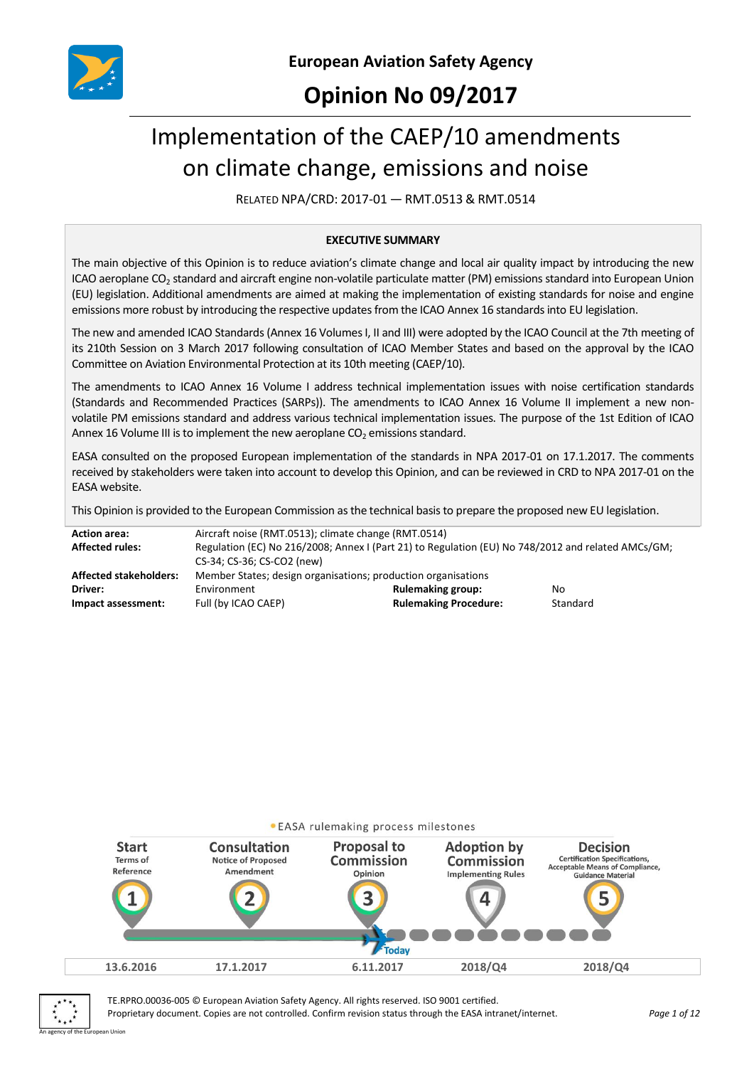# European Aviation Safety Agency

# Opinion No 09/2017

## Implementation of the CAEP/10 amendments on climate change, emissions and noise

RELATED NPA/CRD: 2017-01 — RMT.0513 & RMT.0514

**EXECUTIVE SUMMARY**

The main objective of this Opinion is to reduce aviation's climate change and local air quality impact by introducing the new ICAO aeroplane $CO_2$ standard and aircraft engine non-volatile particulate matter (PM) emissions standard into European Union (EU) legislation. Additional amendments are aimed at making the implementation of existing standards for noise and engine emissions more robust by introducing the respective updates from the ICAO Annex 16 standards into EU legislation.

The new and amended ICAO Standards (Annex 16 Volumes I, II and III) were adopted by the ICAO Council at the 7th meeting of its 210th Session on 3 March 2017 following consultation of ICAO Member States and based on the approval by the ICAO Committee on Aviation Environmental Protection at its 10th meeting (CAEP/10).

The amendments to ICAO Annex 16 Volume I address technical implementation issues with noise certification standards (Standards and Recommended Practices (SARPs)). The amendments to ICAO Annex 16 Volume II implement a new non-volatile PM emissions standard and address various technical implementation issues. The purpose of the 1st Edition of ICAO Annex 16 Volume III is to implement the new aeroplane $CO_2$ emissions standard.

EASA consulted on the proposed European implementation of the standards in NPA 2017-01 on 17.1.2017. The comments received by stakeholders were taken into account to develop this Opinion, and can be reviewed in CRD to NPA 2017-01 on the EASA website.

This Opinion is provided to the European Commission as the technical basis to prepare the proposed new EU legislation.

| | | | |
|---|---|---|---|
| **Action area:** | Aircraft noise (RMT.0513); climate change (RMT.0514) | | |
| **Affected rules:** | Regulation (EC) No 216/2008; Annex I (Part 21) to Regulation (EU) No 748/2012 and related AMCs/GM; CS-34; CS-36; CS-CO2 (new) | | |
| **Affected stakeholders:** | Member States; design organisations; production organisations | | |
| **Driver:** | Environment | **Rulemaking group:** | No |
| **Impact assessment:** | Full (by ICAO CAEP) | **Rulemaking Procedure:** | Standard |

EASA rulemaking process milestones

| 1 Start (Terms of Reference) | 2 Consultation (Notice of Proposed Amendment) | 3 Proposal to Commission (Opinion) | 4 Adoption by Commission (Implementing Rules) | 5 Decision (Certification Specifications, Acceptable Means of Compliance, Guidance Material) |
|---|---|---|---|---|
| 13.6.2016 | 17.1.2017 | 6.11.2017 (Today) | 2018/Q4 | 2018/Q4 |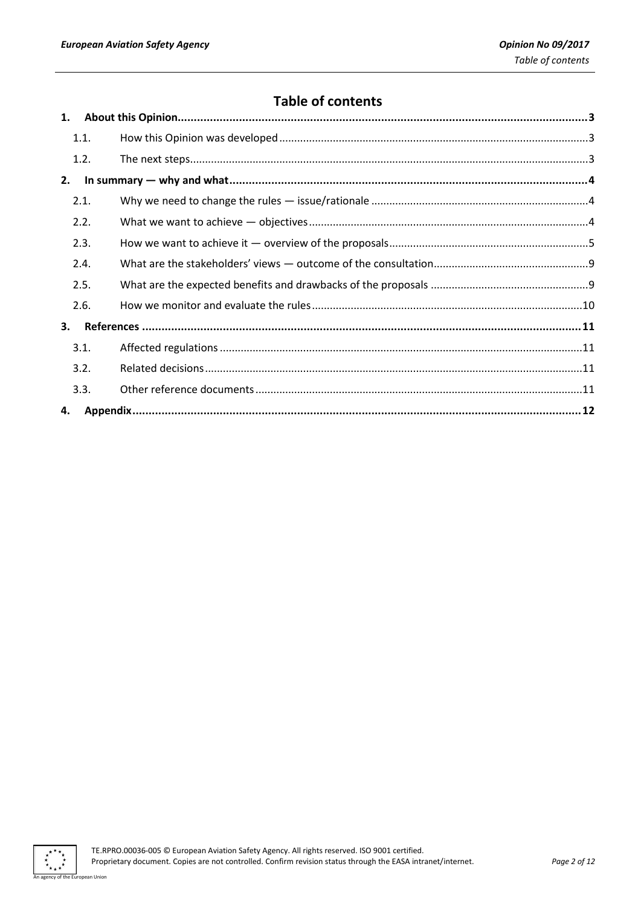# Table of contents

1. **About this Opinion** ..... 3
   - 1.1. How this Opinion was developed ..... 3
   - 1.2. The next steps ..... 3
2. **In summary — why and what** ..... 4
   - 2.1. Why we need to change the rules — issue/rationale ..... 4
   - 2.2. What we want to achieve — objectives ..... 4
   - 2.3. How we want to achieve it — overview of the proposals ..... 5
   - 2.4. What are the stakeholders' views — outcome of the consultation ..... 9
   - 2.5. What are the expected benefits and drawbacks of the proposals ..... 9
   - 2.6. How we monitor and evaluate the rules ..... 10
3. **References** ..... 11
   - 3.1. Affected regulations ..... 11
   - 3.2. Related decisions ..... 11
   - 3.3. Other reference documents ..... 11
4. **Appendix** ..... 12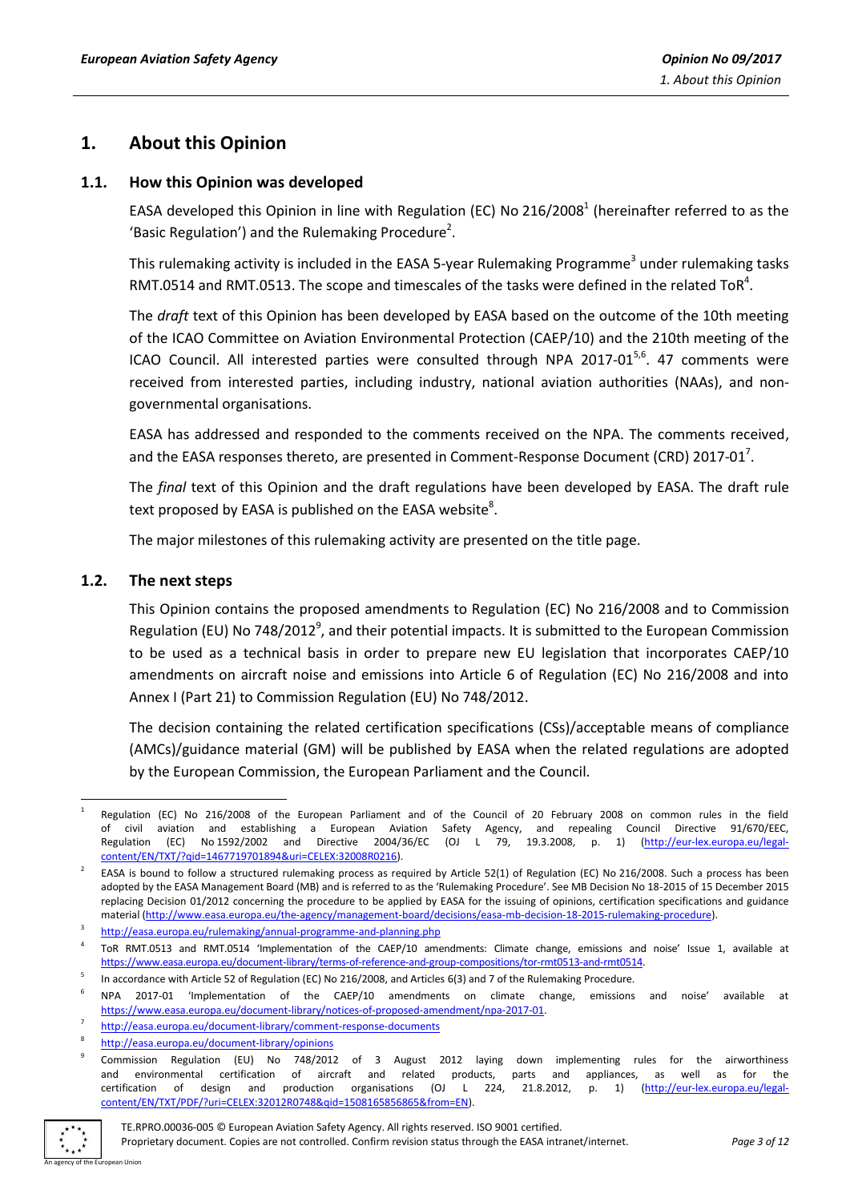# 1. About this Opinion

## 1.1. How this Opinion was developed

EASA developed this Opinion in line with Regulation (EC) No 216/2008[1] (hereinafter referred to as the 'Basic Regulation') and the Rulemaking Procedure[2].

This rulemaking activity is included in the EASA 5-year Rulemaking Programme[3] under rulemaking tasks RMT.0514 and RMT.0513. The scope and timescales of the tasks were defined in the related ToR[4].

The *draft* text of this Opinion has been developed by EASA based on the outcome of the 10th meeting of the ICAO Committee on Aviation Environmental Protection (CAEP/10) and the 210th meeting of the ICAO Council. All interested parties were consulted through NPA 2017-01[5,6]. 47 comments were received from interested parties, including industry, national aviation authorities (NAAs), and non-governmental organisations.

EASA has addressed and responded to the comments received on the NPA. The comments received, and the EASA responses thereto, are presented in Comment-Response Document (CRD) 2017-01[7].

The *final* text of this Opinion and the draft regulations have been developed by EASA. The draft rule text proposed by EASA is published on the EASA website[8].

The major milestones of this rulemaking activity are presented on the title page.

## 1.2. The next steps

This Opinion contains the proposed amendments to Regulation (EC) No 216/2008 and to Commission Regulation (EU) No 748/2012[9], and their potential impacts. It is submitted to the European Commission to be used as a technical basis in order to prepare new EU legislation that incorporates CAEP/10 amendments on aircraft noise and emissions into Article 6 of Regulation (EC) No 216/2008 and into Annex I (Part 21) to Commission Regulation (EU) No 748/2012.

The decision containing the related certification specifications (CSs)/acceptable means of compliance (AMCs)/guidance material (GM) will be published by EASA when the related regulations are adopted by the European Commission, the European Parliament and the Council.

---

[1] Regulation (EC) No 216/2008 of the European Parliament and of the Council of 20 February 2008 on common rules in the field of civil aviation and establishing a European Aviation Safety Agency, and repealing Council Directive 91/670/EEC, Regulation (EC) No 1592/2002 and Directive 2004/36/EC (OJ L 79, 19.3.2008, p. 1) (http://eur-lex.europa.eu/legal-content/EN/TXT/?qid=1467719701894&uri=CELEX:32008R0216).

[2] EASA is bound to follow a structured rulemaking process as required by Article 52(1) of Regulation (EC) No 216/2008. Such a process has been adopted by the EASA Management Board (MB) and is referred to as the 'Rulemaking Procedure'. See MB Decision No 18-2015 of 15 December 2015 replacing Decision 01/2012 concerning the procedure to be applied by EASA for the issuing of opinions, certification specifications and guidance material (http://www.easa.europa.eu/the-agency/management-board/decisions/easa-mb-decision-18-2015-rulemaking-procedure).

[3] http://easa.europa.eu/rulemaking/annual-programme-and-planning.php

[4] ToR RMT.0513 and RMT.0514 'Implementation of the CAEP/10 amendments: Climate change, emissions and noise' Issue 1, available at https://www.easa.europa.eu/document-library/terms-of-reference-and-group-compositions/tor-rmt0513-and-rmt0514.

[5] In accordance with Article 52 of Regulation (EC) No 216/2008, and Articles 6(3) and 7 of the Rulemaking Procedure.

[6] NPA 2017-01 'Implementation of the CAEP/10 amendments on climate change, emissions and noise' available at https://www.easa.europa.eu/document-library/notices-of-proposed-amendment/npa-2017-01.

[7] http://easa.europa.eu/document-library/comment-response-documents

[8] http://easa.europa.eu/document-library/opinions

[9] Commission Regulation (EU) No 748/2012 of 3 August 2012 laying down implementing rules for the airworthiness and environmental certification of aircraft and related products, parts and appliances, as well as for the certification of design and production organisations (OJ L 224, 21.8.2012, p. 1) (http://eur-lex.europa.eu/legal-content/EN/TXT/PDF/?uri=CELEX:32012R0748&qid=1508165856865&from=EN).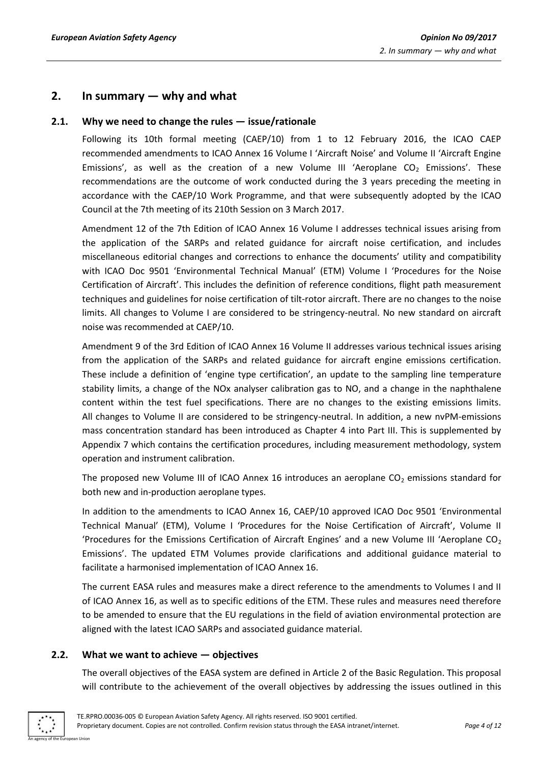## 2. In summary — why and what

### 2.1. Why we need to change the rules — issue/rationale

Following its 10th formal meeting (CAEP/10) from 1 to 12 February 2016, the ICAO CAEP recommended amendments to ICAO Annex 16 Volume I 'Aircraft Noise' and Volume II 'Aircraft Engine Emissions', as well as the creation of a new Volume III 'Aeroplane $CO_2$ Emissions'. These recommendations are the outcome of work conducted during the 3 years preceding the meeting in accordance with the CAEP/10 Work Programme, and that were subsequently adopted by the ICAO Council at the 7th meeting of its 210th Session on 3 March 2017.

Amendment 12 of the 7th Edition of ICAO Annex 16 Volume I addresses technical issues arising from the application of the SARPs and related guidance for aircraft noise certification, and includes miscellaneous editorial changes and corrections to enhance the documents' utility and compatibility with ICAO Doc 9501 'Environmental Technical Manual' (ETM) Volume I 'Procedures for the Noise Certification of Aircraft'. This includes the definition of reference conditions, flight path measurement techniques and guidelines for noise certification of tilt-rotor aircraft. There are no changes to the noise limits. All changes to Volume I are considered to be stringency-neutral. No new standard on aircraft noise was recommended at CAEP/10.

Amendment 9 of the 3rd Edition of ICAO Annex 16 Volume II addresses various technical issues arising from the application of the SARPs and related guidance for aircraft engine emissions certification. These include a definition of 'engine type certification', an update to the sampling line temperature stability limits, a change of the NOx analyser calibration gas to NO, and a change in the naphthalene content within the test fuel specifications. There are no changes to the existing emissions limits. All changes to Volume II are considered to be stringency-neutral. In addition, a new nvPM-emissions mass concentration standard has been introduced as Chapter 4 into Part III. This is supplemented by Appendix 7 which contains the certification procedures, including measurement methodology, system operation and instrument calibration.

The proposed new Volume III of ICAO Annex 16 introduces an aeroplane $CO_2$ emissions standard for both new and in-production aeroplane types.

In addition to the amendments to ICAO Annex 16, CAEP/10 approved ICAO Doc 9501 'Environmental Technical Manual' (ETM), Volume I 'Procedures for the Noise Certification of Aircraft', Volume II 'Procedures for the Emissions Certification of Aircraft Engines' and a new Volume III 'Aeroplane $CO_2$ Emissions'. The updated ETM Volumes provide clarifications and additional guidance material to facilitate a harmonised implementation of ICAO Annex 16.

The current EASA rules and measures make a direct reference to the amendments to Volumes I and II of ICAO Annex 16, as well as to specific editions of the ETM. These rules and measures need therefore to be amended to ensure that the EU regulations in the field of aviation environmental protection are aligned with the latest ICAO SARPs and associated guidance material.

### 2.2. What we want to achieve — objectives

The overall objectives of the EASA system are defined in Article 2 of the Basic Regulation. This proposal will contribute to the achievement of the overall objectives by addressing the issues outlined in this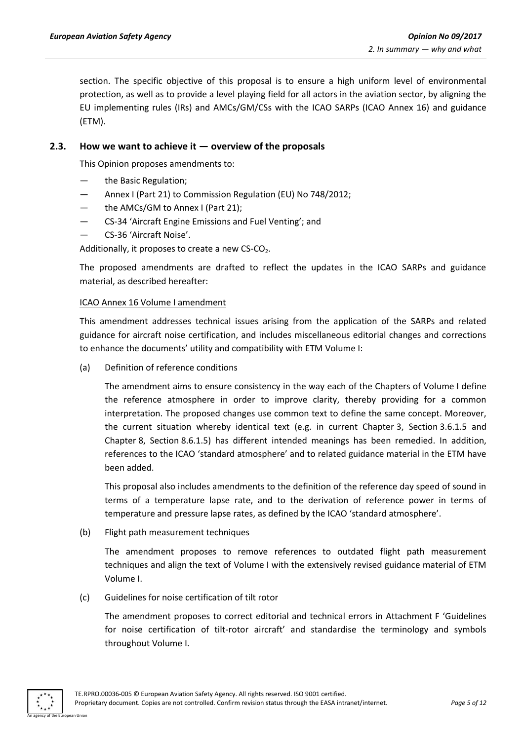section. The specific objective of this proposal is to ensure a high uniform level of environmental protection, as well as to provide a level playing field for all actors in the aviation sector, by aligning the EU implementing rules (IRs) and AMCs/GM/CSs with the ICAO SARPs (ICAO Annex 16) and guidance (ETM).

## 2.3. How we want to achieve it — overview of the proposals

This Opinion proposes amendments to:

- the Basic Regulation;
- Annex I (Part 21) to Commission Regulation (EU) No 748/2012;
- the AMCs/GM to Annex I (Part 21);
- CS-34 'Aircraft Engine Emissions and Fuel Venting'; and
- CS-36 'Aircraft Noise'.

Additionally, it proposes to create a new CS-$CO_2$.

The proposed amendments are drafted to reflect the updates in the ICAO SARPs and guidance material, as described hereafter:

ICAO Annex 16 Volume I amendment

This amendment addresses technical issues arising from the application of the SARPs and related guidance for aircraft noise certification, and includes miscellaneous editorial changes and corrections to enhance the documents' utility and compatibility with ETM Volume I:

(a) Definition of reference conditions

The amendment aims to ensure consistency in the way each of the Chapters of Volume I define the reference atmosphere in order to improve clarity, thereby providing for a common interpretation. The proposed changes use common text to define the same concept. Moreover, the current situation whereby identical text (e.g. in current Chapter 3, Section 3.6.1.5 and Chapter 8, Section 8.6.1.5) has different intended meanings has been remedied. In addition, references to the ICAO 'standard atmosphere' and to related guidance material in the ETM have been added.

This proposal also includes amendments to the definition of the reference day speed of sound in terms of a temperature lapse rate, and to the derivation of reference power in terms of temperature and pressure lapse rates, as defined by the ICAO 'standard atmosphere'.

(b) Flight path measurement techniques

The amendment proposes to remove references to outdated flight path measurement techniques and align the text of Volume I with the extensively revised guidance material of ETM Volume I.

(c) Guidelines for noise certification of tilt rotor

The amendment proposes to correct editorial and technical errors in Attachment F 'Guidelines for noise certification of tilt-rotor aircraft' and standardise the terminology and symbols throughout Volume I.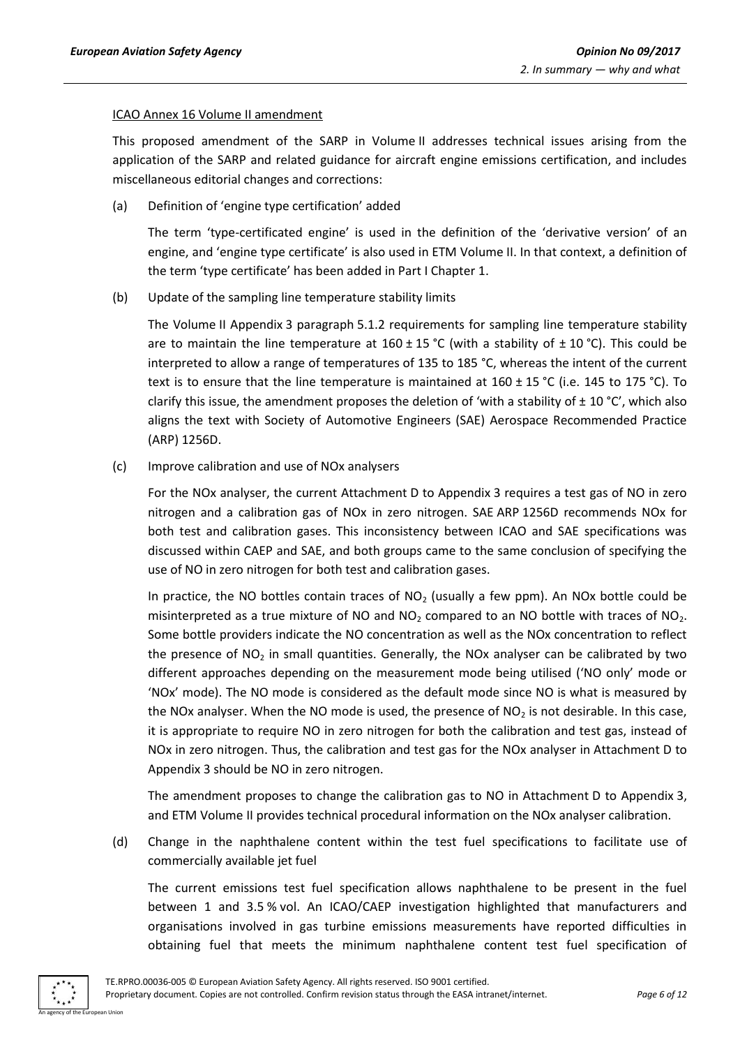ICAO Annex 16 Volume II amendment

This proposed amendment of the SARP in Volume II addresses technical issues arising from the application of the SARP and related guidance for aircraft engine emissions certification, and includes miscellaneous editorial changes and corrections:

(a) Definition of 'engine type certification' added

The term 'type-certificated engine' is used in the definition of the 'derivative version' of an engine, and 'engine type certificate' is also used in ETM Volume II. In that context, a definition of the term 'type certificate' has been added in Part I Chapter 1.

(b) Update of the sampling line temperature stability limits

The Volume II Appendix 3 paragraph 5.1.2 requirements for sampling line temperature stability are to maintain the line temperature at 160 ± 15 °C (with a stability of ± 10 °C). This could be interpreted to allow a range of temperatures of 135 to 185 °C, whereas the intent of the current text is to ensure that the line temperature is maintained at 160 ± 15 °C (i.e. 145 to 175 °C). To clarify this issue, the amendment proposes the deletion of 'with a stability of ± 10 °C', which also aligns the text with Society of Automotive Engineers (SAE) Aerospace Recommended Practice (ARP) 1256D.

(c) Improve calibration and use of NOx analysers

For the NOx analyser, the current Attachment D to Appendix 3 requires a test gas of NO in zero nitrogen and a calibration gas of NOx in zero nitrogen. SAE ARP 1256D recommends NOx for both test and calibration gases. This inconsistency between ICAO and SAE specifications was discussed within CAEP and SAE, and both groups came to the same conclusion of specifying the use of NO in zero nitrogen for both test and calibration gases.

In practice, the NO bottles contain traces of $NO_2$ (usually a few ppm). An NOx bottle could be misinterpreted as a true mixture of NO and $NO_2$ compared to an NO bottle with traces of $NO_2$. Some bottle providers indicate the NO concentration as well as the NOx concentration to reflect the presence of $NO_2$ in small quantities. Generally, the NOx analyser can be calibrated by two different approaches depending on the measurement mode being utilised ('NO only' mode or 'NOx' mode). The NO mode is considered as the default mode since NO is what is measured by the NOx analyser. When the NO mode is used, the presence of $NO_2$ is not desirable. In this case, it is appropriate to require NO in zero nitrogen for both the calibration and test gas, instead of NOx in zero nitrogen. Thus, the calibration and test gas for the NOx analyser in Attachment D to Appendix 3 should be NO in zero nitrogen.

The amendment proposes to change the calibration gas to NO in Attachment D to Appendix 3, and ETM Volume II provides technical procedural information on the NOx analyser calibration.

(d) Change in the naphthalene content within the test fuel specifications to facilitate use of commercially available jet fuel

The current emissions test fuel specification allows naphthalene to be present in the fuel between 1 and 3.5 % vol. An ICAO/CAEP investigation highlighted that manufacturers and organisations involved in gas turbine emissions measurements have reported difficulties in obtaining fuel that meets the minimum naphthalene content test fuel specification of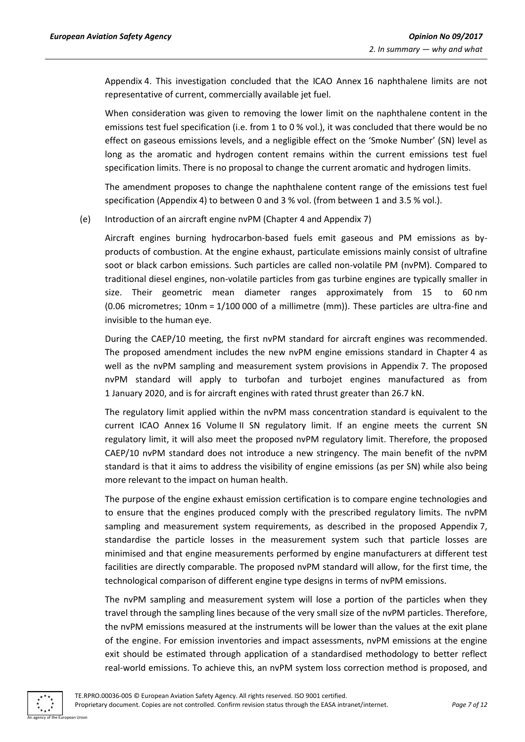Appendix 4. This investigation concluded that the ICAO Annex 16 naphthalene limits are not representative of current, commercially available jet fuel.

When consideration was given to removing the lower limit on the naphthalene content in the emissions test fuel specification (i.e. from 1 to 0 % vol.), it was concluded that there would be no effect on gaseous emissions levels, and a negligible effect on the 'Smoke Number' (SN) level as long as the aromatic and hydrogen content remains within the current emissions test fuel specification limits. There is no proposal to change the current aromatic and hydrogen limits.

The amendment proposes to change the naphthalene content range of the emissions test fuel specification (Appendix 4) to between 0 and 3 % vol. (from between 1 and 3.5 % vol.).

(e) Introduction of an aircraft engine nvPM (Chapter 4 and Appendix 7)

Aircraft engines burning hydrocarbon-based fuels emit gaseous and PM emissions as by-products of combustion. At the engine exhaust, particulate emissions mainly consist of ultrafine soot or black carbon emissions. Such particles are called non-volatile PM (nvPM). Compared to traditional diesel engines, non-volatile particles from gas turbine engines are typically smaller in size. Their geometric mean diameter ranges approximately from 15 to 60 nm (0.06 micrometres; 10nm = 1/100 000 of a millimetre (mm)). These particles are ultra-fine and invisible to the human eye.

During the CAEP/10 meeting, the first nvPM standard for aircraft engines was recommended. The proposed amendment includes the new nvPM engine emissions standard in Chapter 4 as well as the nvPM sampling and measurement system provisions in Appendix 7. The proposed nvPM standard will apply to turbofan and turbojet engines manufactured as from 1 January 2020, and is for aircraft engines with rated thrust greater than 26.7 kN.

The regulatory limit applied within the nvPM mass concentration standard is equivalent to the current ICAO Annex 16 Volume II SN regulatory limit. If an engine meets the current SN regulatory limit, it will also meet the proposed nvPM regulatory limit. Therefore, the proposed CAEP/10 nvPM standard does not introduce a new stringency. The main benefit of the nvPM standard is that it aims to address the visibility of engine emissions (as per SN) while also being more relevant to the impact on human health.

The purpose of the engine exhaust emission certification is to compare engine technologies and to ensure that the engines produced comply with the prescribed regulatory limits. The nvPM sampling and measurement system requirements, as described in the proposed Appendix 7, standardise the particle losses in the measurement system such that particle losses are minimised and that engine measurements performed by engine manufacturers at different test facilities are directly comparable. The proposed nvPM standard will allow, for the first time, the technological comparison of different engine type designs in terms of nvPM emissions.

The nvPM sampling and measurement system will lose a portion of the particles when they travel through the sampling lines because of the very small size of the nvPM particles. Therefore, the nvPM emissions measured at the instruments will be lower than the values at the exit plane of the engine. For emission inventories and impact assessments, nvPM emissions at the engine exit should be estimated through application of a standardised methodology to better reflect real-world emissions. To achieve this, an nvPM system loss correction method is proposed, and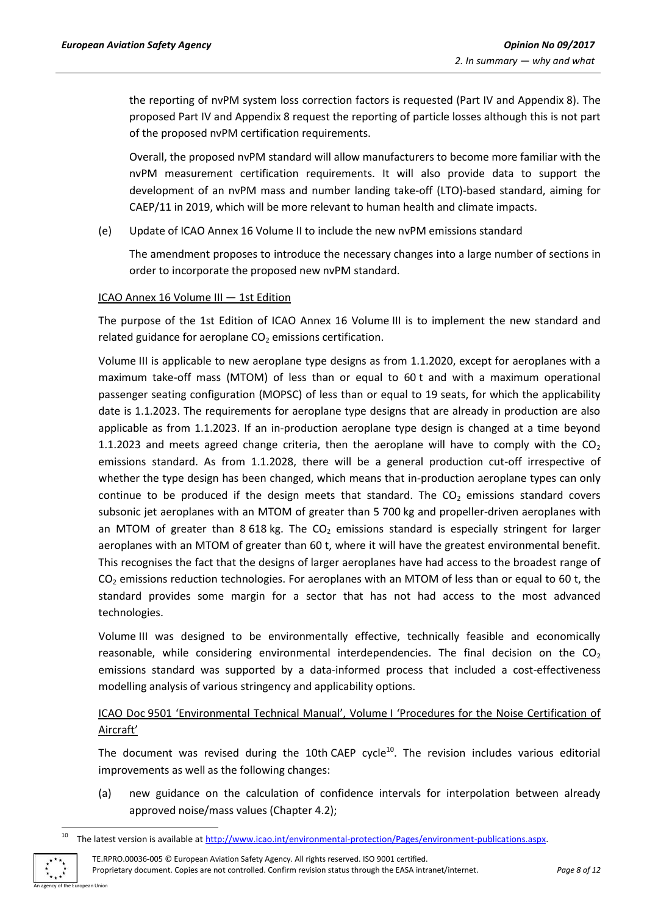the reporting of nvPM system loss correction factors is requested (Part IV and Appendix 8). The proposed Part IV and Appendix 8 request the reporting of particle losses although this is not part of the proposed nvPM certification requirements.

Overall, the proposed nvPM standard will allow manufacturers to become more familiar with the nvPM measurement certification requirements. It will also provide data to support the development of an nvPM mass and number landing take-off (LTO)-based standard, aiming for CAEP/11 in 2019, which will be more relevant to human health and climate impacts.

(e) Update of ICAO Annex 16 Volume II to include the new nvPM emissions standard

The amendment proposes to introduce the necessary changes into a large number of sections in order to incorporate the proposed new nvPM standard.

<u>ICAO Annex 16 Volume III — 1st Edition</u>

The purpose of the 1st Edition of ICAO Annex 16 Volume III is to implement the new standard and related guidance for aeroplane $CO_2$ emissions certification.

Volume III is applicable to new aeroplane type designs as from 1.1.2020, except for aeroplanes with a maximum take-off mass (MTOM) of less than or equal to 60 t and with a maximum operational passenger seating configuration (MOPSC) of less than or equal to 19 seats, for which the applicability date is 1.1.2023. The requirements for aeroplane type designs that are already in production are also applicable as from 1.1.2023. If an in-production aeroplane type design is changed at a time beyond 1.1.2023 and meets agreed change criteria, then the aeroplane will have to comply with the $CO_2$ emissions standard. As from 1.1.2028, there will be a general production cut-off irrespective of whether the type design has been changed, which means that in-production aeroplane types can only continue to be produced if the design meets that standard. The $CO_2$ emissions standard covers subsonic jet aeroplanes with an MTOM of greater than 5 700 kg and propeller-driven aeroplanes with an MTOM of greater than 8 618 kg. The $CO_2$ emissions standard is especially stringent for larger aeroplanes with an MTOM of greater than 60 t, where it will have the greatest environmental benefit. This recognises the fact that the designs of larger aeroplanes have had access to the broadest range of $CO_2$ emissions reduction technologies. For aeroplanes with an MTOM of less than or equal to 60 t, the standard provides some margin for a sector that has not had access to the most advanced technologies.

Volume III was designed to be environmentally effective, technically feasible and economically reasonable, while considering environmental interdependencies. The final decision on the $CO_2$ emissions standard was supported by a data-informed process that included a cost-effectiveness modelling analysis of various stringency and applicability options.

<u>ICAO Doc 9501 'Environmental Technical Manual', Volume I 'Procedures for the Noise Certification of Aircraft'</u>

The document was revised during the 10th CAEP cycle[10]. The revision includes various editorial improvements as well as the following changes:

(a) new guidance on the calculation of confidence intervals for interpolation between already approved noise/mass values (Chapter 4.2);

[10] The latest version is available at http://www.icao.int/environmental-protection/Pages/environment-publications.aspx.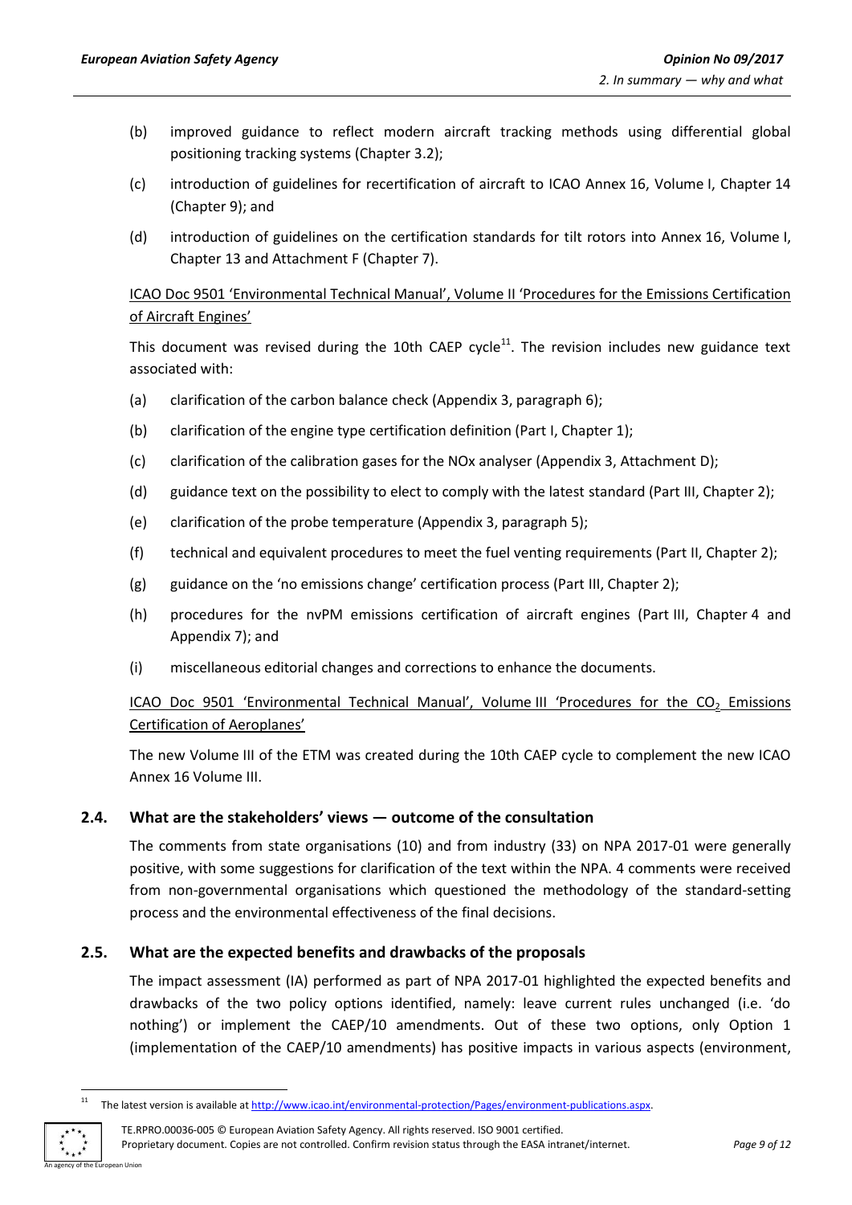(b) improved guidance to reflect modern aircraft tracking methods using differential global positioning tracking systems (Chapter 3.2);

(c) introduction of guidelines for recertification of aircraft to ICAO Annex 16, Volume I, Chapter 14 (Chapter 9); and

(d) introduction of guidelines on the certification standards for tilt rotors into Annex 16, Volume I, Chapter 13 and Attachment F (Chapter 7).

ICAO Doc 9501 'Environmental Technical Manual', Volume II 'Procedures for the Emissions Certification of Aircraft Engines'

This document was revised during the 10th CAEP cycle[11]. The revision includes new guidance text associated with:

(a) clarification of the carbon balance check (Appendix 3, paragraph 6);

(b) clarification of the engine type certification definition (Part I, Chapter 1);

(c) clarification of the calibration gases for the NOx analyser (Appendix 3, Attachment D);

(d) guidance text on the possibility to elect to comply with the latest standard (Part III, Chapter 2);

(e) clarification of the probe temperature (Appendix 3, paragraph 5);

(f) technical and equivalent procedures to meet the fuel venting requirements (Part II, Chapter 2);

(g) guidance on the 'no emissions change' certification process (Part III, Chapter 2);

(h) procedures for the nvPM emissions certification of aircraft engines (Part III, Chapter 4 and Appendix 7); and

(i) miscellaneous editorial changes and corrections to enhance the documents.

ICAO Doc 9501 'Environmental Technical Manual', Volume III 'Procedures for the $CO_2$ Emissions Certification of Aeroplanes'

The new Volume III of the ETM was created during the 10th CAEP cycle to complement the new ICAO Annex 16 Volume III.

## 2.4. What are the stakeholders' views — outcome of the consultation

The comments from state organisations (10) and from industry (33) on NPA 2017-01 were generally positive, with some suggestions for clarification of the text within the NPA. 4 comments were received from non-governmental organisations which questioned the methodology of the standard-setting process and the environmental effectiveness of the final decisions.

## 2.5. What are the expected benefits and drawbacks of the proposals

The impact assessment (IA) performed as part of NPA 2017-01 highlighted the expected benefits and drawbacks of the two policy options identified, namely: leave current rules unchanged (i.e. 'do nothing') or implement the CAEP/10 amendments. Out of these two options, only Option 1 (implementation of the CAEP/10 amendments) has positive impacts in various aspects (environment,

[11] The latest version is available at http://www.icao.int/environmental-protection/Pages/environment-publications.aspx.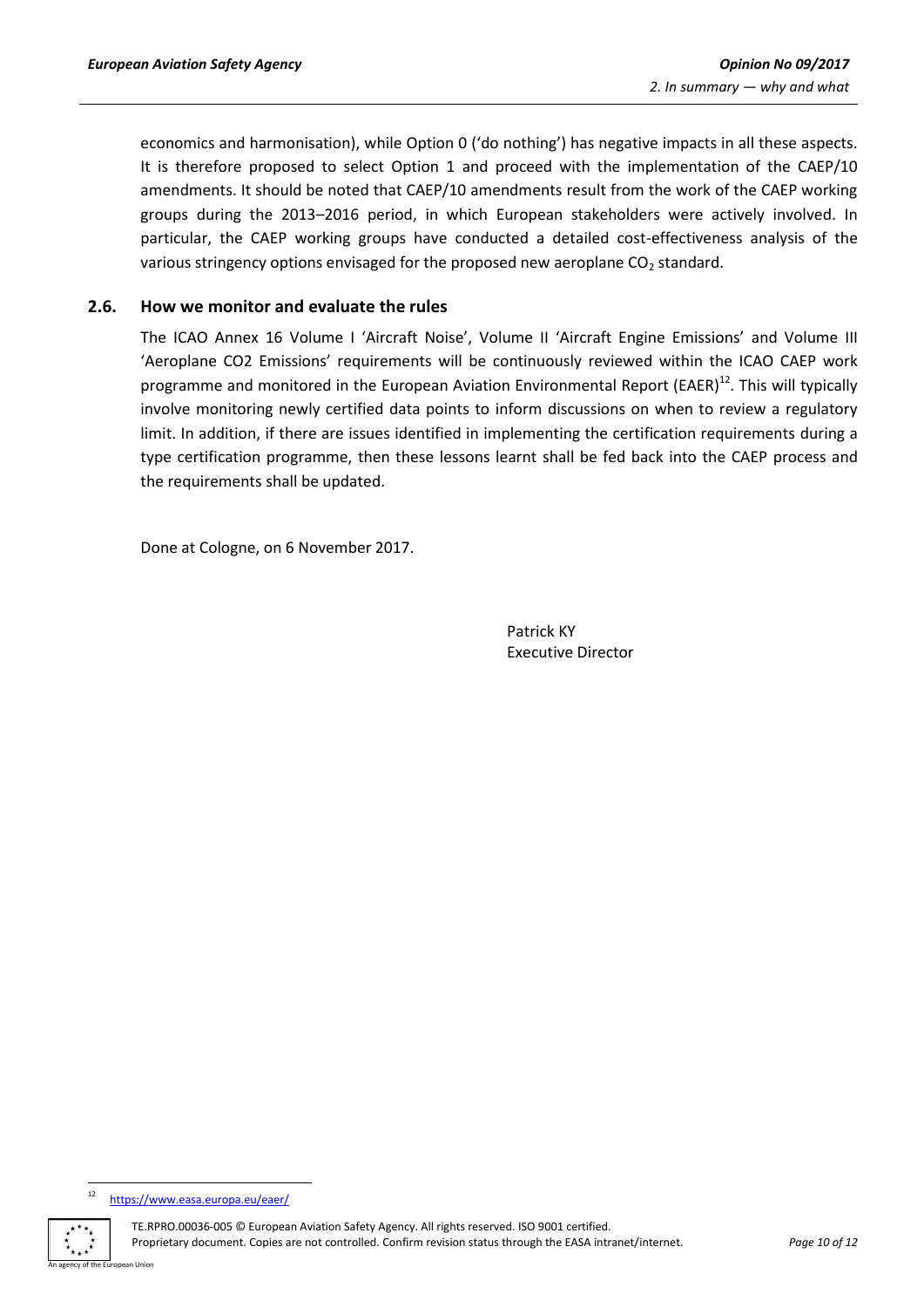economics and harmonisation), while Option 0 ('do nothing') has negative impacts in all these aspects. It is therefore proposed to select Option 1 and proceed with the implementation of the CAEP/10 amendments. It should be noted that CAEP/10 amendments result from the work of the CAEP working groups during the 2013–2016 period, in which European stakeholders were actively involved. In particular, the CAEP working groups have conducted a detailed cost-effectiveness analysis of the various stringency options envisaged for the proposed new aeroplane $CO_2$ standard.

## 2.6. How we monitor and evaluate the rules

The ICAO Annex 16 Volume I 'Aircraft Noise', Volume II 'Aircraft Engine Emissions' and Volume III 'Aeroplane CO2 Emissions' requirements will be continuously reviewed within the ICAO CAEP work programme and monitored in the European Aviation Environmental Report (EAER)[12]. This will typically involve monitoring newly certified data points to inform discussions on when to review a regulatory limit. In addition, if there are issues identified in implementing the certification requirements during a type certification programme, then these lessons learnt shall be fed back into the CAEP process and the requirements shall be updated.

Done at Cologne, on 6 November 2017.

Patrick KY
Executive Director

[12] https://www.easa.europa.eu/eaer/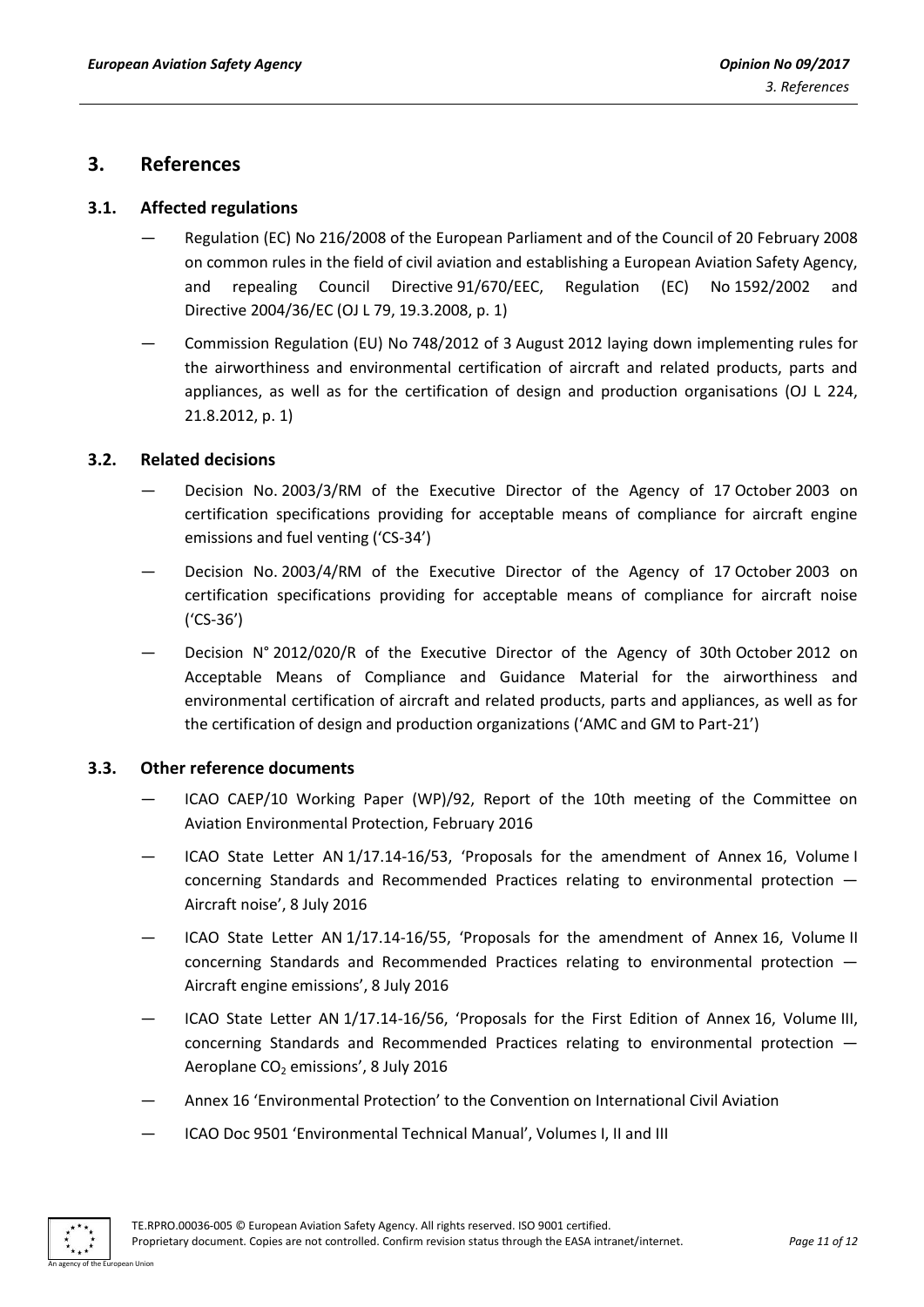# 3. References

## 3.1. Affected regulations

— Regulation (EC) No 216/2008 of the European Parliament and of the Council of 20 February 2008 on common rules in the field of civil aviation and establishing a European Aviation Safety Agency, and repealing Council Directive 91/670/EEC, Regulation (EC) No 1592/2002 and Directive 2004/36/EC (OJ L 79, 19.3.2008, p. 1)

— Commission Regulation (EU) No 748/2012 of 3 August 2012 laying down implementing rules for the airworthiness and environmental certification of aircraft and related products, parts and appliances, as well as for the certification of design and production organisations (OJ L 224, 21.8.2012, p. 1)

## 3.2. Related decisions

— Decision No. 2003/3/RM of the Executive Director of the Agency of 17 October 2003 on certification specifications providing for acceptable means of compliance for aircraft engine emissions and fuel venting ('CS-34')

— Decision No. 2003/4/RM of the Executive Director of the Agency of 17 October 2003 on certification specifications providing for acceptable means of compliance for aircraft noise ('CS-36')

— Decision N° 2012/020/R of the Executive Director of the Agency of 30th October 2012 on Acceptable Means of Compliance and Guidance Material for the airworthiness and environmental certification of aircraft and related products, parts and appliances, as well as for the certification of design and production organizations ('AMC and GM to Part-21')

## 3.3. Other reference documents

— ICAO CAEP/10 Working Paper (WP)/92, Report of the 10th meeting of the Committee on Aviation Environmental Protection, February 2016

— ICAO State Letter AN 1/17.14-16/53, 'Proposals for the amendment of Annex 16, Volume I concerning Standards and Recommended Practices relating to environmental protection — Aircraft noise', 8 July 2016

— ICAO State Letter AN 1/17.14-16/55, 'Proposals for the amendment of Annex 16, Volume II concerning Standards and Recommended Practices relating to environmental protection — Aircraft engine emissions', 8 July 2016

— ICAO State Letter AN 1/17.14-16/56, 'Proposals for the First Edition of Annex 16, Volume III, concerning Standards and Recommended Practices relating to environmental protection — Aeroplane $CO_2$ emissions', 8 July 2016

— Annex 16 'Environmental Protection' to the Convention on International Civil Aviation

— ICAO Doc 9501 'Environmental Technical Manual', Volumes I, II and III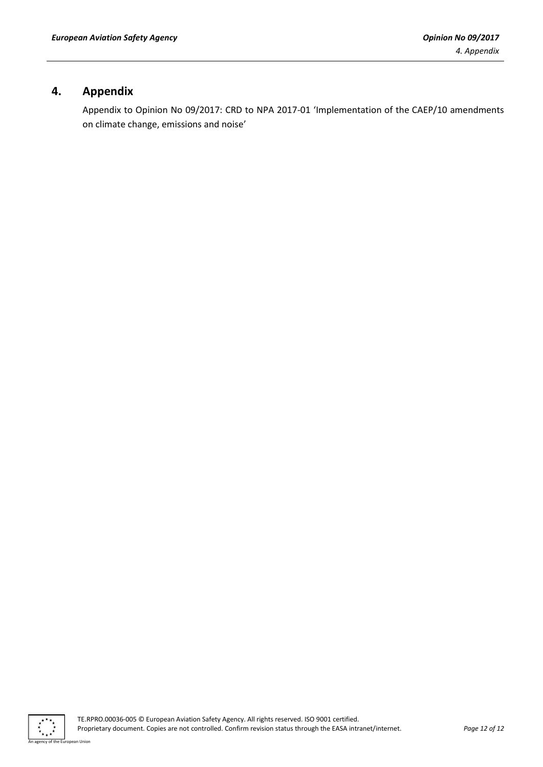# 4. Appendix

Appendix to Opinion No 09/2017: CRD to NPA 2017-01 'Implementation of the CAEP/10 amendments on climate change, emissions and noise'